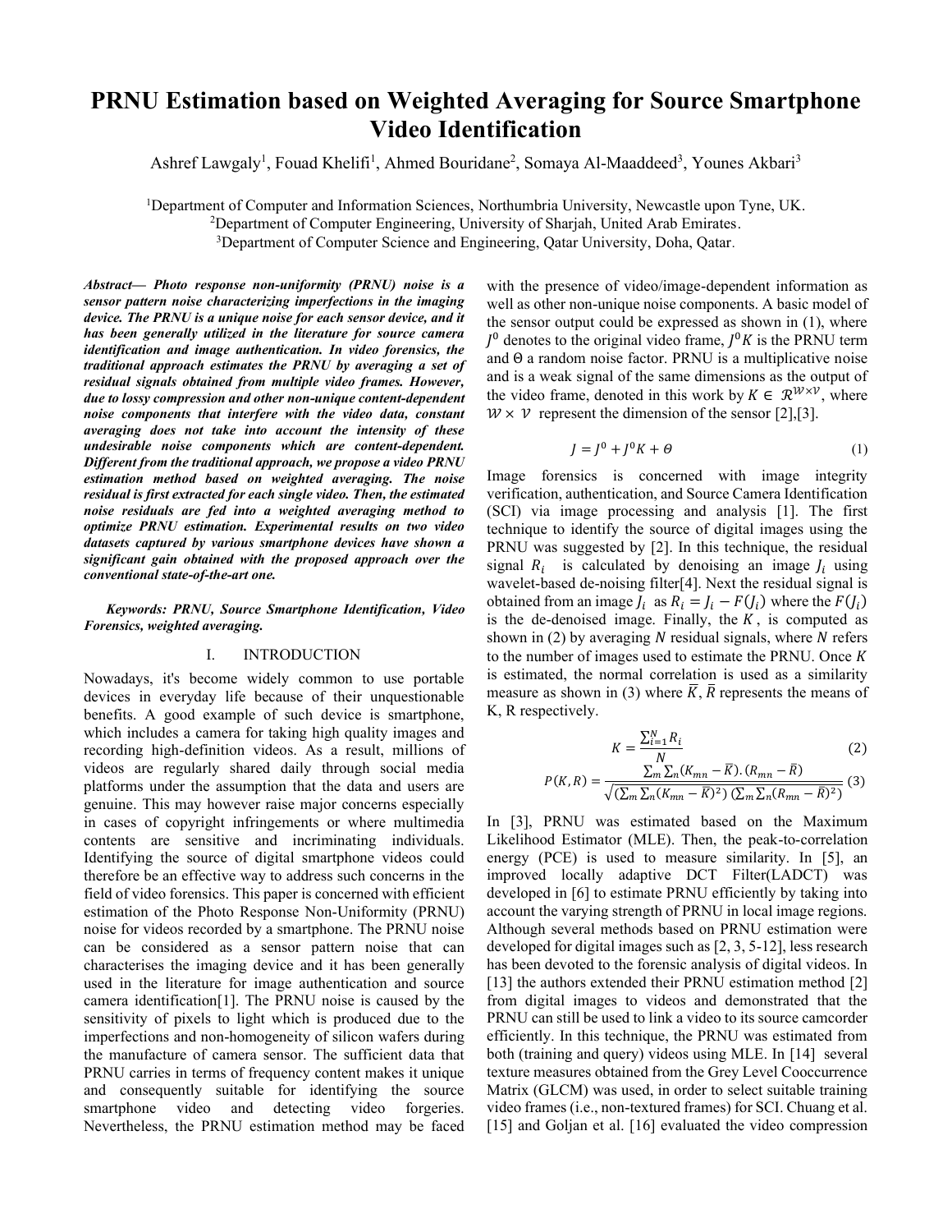# PRNU Estimation based on Weighted Averaging for Source Smartphone Video Identification

Ashref Lawgaly[1], Fouad Khelifi[1], Ahmed Bouridane[2], Somaya Al-Maaddeed[3], Younes Akbari[3]

[1]Department of Computer and Information Sciences, Northumbria University, Newcastle upon Tyne, UK.
[2]Department of Computer Engineering, University of Sharjah, United Arab Emirates.
[3]Department of Computer Science and Engineering, Qatar University, Doha, Qatar.

***Abstract*— *Photo response non-uniformity (PRNU) noise is a sensor pattern noise characterizing imperfections in the imaging device. The PRNU is a unique noise for each sensor device, and it has been generally utilized in the literature for source camera identification and image authentication. In video forensics, the traditional approach estimates the PRNU by averaging a set of residual signals obtained from multiple video frames. However, due to lossy compression and other non-unique content-dependent noise components that interfere with the video data, constant averaging does not take into account the intensity of these undesirable noise components which are content-dependent. Different from the traditional approach, we propose a video PRNU estimation method based on weighted averaging. The noise residual is first extracted for each single video. Then, the estimated noise residuals are fed into a weighted averaging method to optimize PRNU estimation. Experimental results on two video datasets captured by various smartphone devices have shown a significant gain obtained with the proposed approach over the conventional state-of-the-art one.***

***Keywords: PRNU, Source Smartphone Identification, Video Forensics, weighted averaging.***

## I. INTRODUCTION

Nowadays, it's become widely common to use portable devices in everyday life because of their unquestionable benefits. A good example of such device is smartphone, which includes a camera for taking high quality images and recording high-definition videos. As a result, millions of videos are regularly shared daily through social media platforms under the assumption that the data and users are genuine. This may however raise major concerns especially in cases of copyright infringements or where multimedia contents are sensitive and incriminating individuals. Identifying the source of digital smartphone videos could therefore be an effective way to address such concerns in the field of video forensics. This paper is concerned with efficient estimation of the Photo Response Non-Uniformity (PRNU) noise for videos recorded by a smartphone. The PRNU noise can be considered as a sensor pattern noise that can characterises the imaging device and it has been generally used in the literature for image authentication and source camera identification[1]. The PRNU noise is caused by the sensitivity of pixels to light which is produced due to the imperfections and non-homogeneity of silicon wafers during the manufacture of camera sensor. The sufficient data that PRNU carries in terms of frequency content makes it unique and consequently suitable for identifying the source smartphone video and detecting video forgeries. Nevertheless, the PRNU estimation method may be faced with the presence of video/image-dependent information as well as other non-unique noise components. A basic model of the sensor output could be expressed as shown in (1), where $J^0$ denotes to the original video frame, $J^0K$ is the PRNU term and $\Theta$ a random noise factor. PRNU is a multiplicative noise and is a weak signal of the same dimensions as the output of the video frame, denoted in this work by $K \in \mathcal{R}^{\mathcal{W} \times \mathcal{V}}$, where $\mathcal{W} \times \mathcal{V}$ represent the dimension of the sensor [2],[3].

$$J = J^0 + J^0K + \Theta \tag{1}$$

Image forensics is concerned with image integrity verification, authentication, and Source Camera Identification (SCI) via image processing and analysis [1]. The first technique to identify the source of digital images using the PRNU was suggested by [2]. In this technique, the residual signal $R_i$ is calculated by denoising an image $J_i$ using wavelet-based de-noising filter[4]. Next the residual signal is obtained from an image $J_i$ as $R_i = J_i - F(J_i)$ where the $F(J_i)$ is the de-denoised image. Finally, the $K$, is computed as shown in (2) by averaging $N$ residual signals, where $N$ refers to the number of images used to estimate the PRNU. Once $K$ is estimated, the normal correlation is used as a similarity measure as shown in (3) where $\bar{K}$, $\bar{R}$ represents the means of K, R respectively.

$$K = \frac{\sum_{i=1}^{N} R_i}{N} \tag{2}$$

$$P(K, R) = \frac{\sum_m \sum_n (K_{mn} - \bar{K}).(R_{mn} - \bar{R})}{\sqrt{(\sum_m \sum_n (K_{mn} - \bar{K})^2)\,(\sum_m \sum_n (R_{mn} - \bar{R})^2)}} \tag{3}$$

In [3], PRNU was estimated based on the Maximum Likelihood Estimator (MLE). Then, the peak-to-correlation energy (PCE) is used to measure similarity. In [5], an improved locally adaptive DCT Filter(LADCT) was developed in [6] to estimate PRNU efficiently by taking into account the varying strength of PRNU in local image regions. Although several methods based on PRNU estimation were developed for digital images such as [2, 3, 5-12], less research has been devoted to the forensic analysis of digital videos. In [13] the authors extended their PRNU estimation method [2] from digital images to videos and demonstrated that the PRNU can still be used to link a video to its source camcorder efficiently. In this technique, the PRNU was estimated from both (training and query) videos using MLE. In [14] several texture measures obtained from the Grey Level Cooccurrence Matrix (GLCM) was used, in order to select suitable training video frames (i.e., non-textured frames) for SCI. Chuang et al. [15] and Goljan et al. [16] evaluated the video compression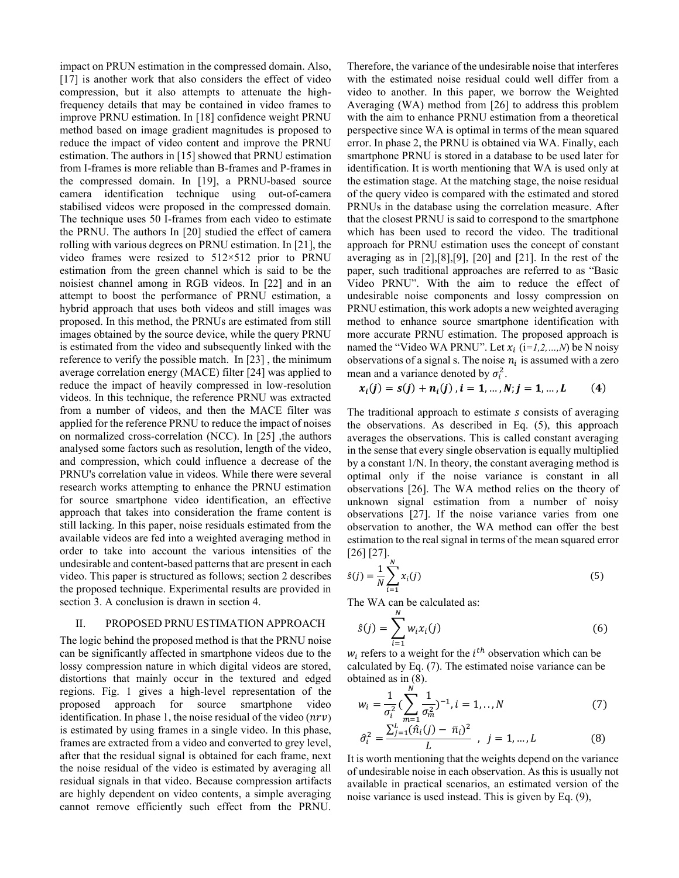impact on PRUN estimation in the compressed domain. Also, [17] is another work that also considers the effect of video compression, but it also attempts to attenuate the high-frequency details that may be contained in video frames to improve PRNU estimation. In [18] confidence weight PRNU method based on image gradient magnitudes is proposed to reduce the impact of video content and improve the PRNU estimation. The authors in [15] showed that PRNU estimation from I-frames is more reliable than B-frames and P-frames in the compressed domain. In [19], a PRNU-based source camera identification technique using out-of-camera stabilised videos were proposed in the compressed domain. The technique uses 50 I-frames from each video to estimate the PRNU. The authors In [20] studied the effect of camera rolling with various degrees on PRNU estimation. In [21], the video frames were resized to 512×512 prior to PRNU estimation from the green channel which is said to be the noisiest channel among in RGB videos. In [22] and in an attempt to boost the performance of PRNU estimation, a hybrid approach that uses both videos and still images was proposed. In this method, the PRNUs are estimated from still images obtained by the source device, while the query PRNU is estimated from the video and subsequently linked with the reference to verify the possible match. In [23] , the minimum average correlation energy (MACE) filter [24] was applied to reduce the impact of heavily compressed in low-resolution videos. In this technique, the reference PRNU was extracted from a number of videos, and then the MACE filter was applied for the reference PRNU to reduce the impact of noises on normalized cross-correlation (NCC). In [25] ,the authors analysed some factors such as resolution, length of the video, and compression, which could influence a decrease of the PRNU's correlation value in videos. While there were several research works attempting to enhance the PRNU estimation for source smartphone video identification, an effective approach that takes into consideration the frame content is still lacking. In this paper, noise residuals estimated from the available videos are fed into a weighted averaging method in order to take into account the various intensities of the undesirable and content-based patterns that are present in each video. This paper is structured as follows; section 2 describes the proposed technique. Experimental results are provided in section 3. A conclusion is drawn in section 4.

## II. PROPOSED PRNU ESTIMATION APPROACH

The logic behind the proposed method is that the PRNU noise can be significantly affected in smartphone videos due to the lossy compression nature in which digital videos are stored, distortions that mainly occur in the textured and edged regions. Fig. 1 gives a high-level representation of the proposed approach for source smartphone video identification. In phase 1, the noise residual of the video ($nrv$) is estimated by using frames in a single video. In this phase, frames are extracted from a video and converted to grey level, after that the residual signal is obtained for each frame, next the noise residual of the video is estimated by averaging all residual signals in that video. Because compression artifacts are highly dependent on video contents, a simple averaging cannot remove efficiently such effect from the PRNU. Therefore, the variance of the undesirable noise that interferes with the estimated noise residual could well differ from a video to another. In this paper, we borrow the Weighted Averaging (WA) method from [26] to address this problem with the aim to enhance PRNU estimation from a theoretical perspective since WA is optimal in terms of the mean squared error. In phase 2, the PRNU is obtained via WA. Finally, each smartphone PRNU is stored in a database to be used later for identification. It is worth mentioning that WA is used only at the estimation stage. At the matching stage, the noise residual of the query video is compared with the estimated and stored PRNUs in the database using the correlation measure. After that the closest PRNU is said to correspond to the smartphone which has been used to record the video. The traditional approach for PRNU estimation uses the concept of constant averaging as in [2],[8],[9], [20] and [21]. In the rest of the paper, such traditional approaches are referred to as "Basic Video PRNU". With the aim to reduce the effect of undesirable noise components and lossy compression on PRNU estimation, this work adopts a new weighted averaging method to enhance source smartphone identification with more accurate PRNU estimation. The proposed approach is named the "Video WA PRNU". Let $x_i$ ($i=1,2,\ldots,N$) be N noisy observations of a signal s. The noise $n_i$ is assumed with a zero mean and a variance denoted by $\sigma_i^2$.

$$\boldsymbol{x_i(j) = s(j) + n_i(j)\ , i = 1, \ldots, N; j = 1, \ldots, L} \qquad \textbf{(4)}$$

The traditional approach to estimate $s$ consists of averaging the observations. As described in Eq. (5), this approach averages the observations. This is called constant averaging in the sense that every single observation is equally multiplied by a constant 1/N. In theory, the constant averaging method is optimal only if the noise variance is constant in all observations [26]. The WA method relies on the theory of unknown signal estimation from a number of noisy observations [27]. If the noise variance varies from one observation to another, the WA method can offer the best estimation to the real signal in terms of the mean squared error [26] [27].

$$\hat{s}(j) = \frac{1}{N}\sum_{i=1}^{N} x_i(j) \qquad (5)$$

The WA can be calculated as:

$$\hat{s}(j) = \sum_{i=1}^{N} w_i x_i(j) \qquad (6)$$

$w_i$ refers to a weight for the $i^{th}$ observation which can be calculated by Eq. (7). The estimated noise variance can be obtained as in (8).

$$w_i = \frac{1}{\sigma_i^2}\left(\sum_{m=1}^{N}\frac{1}{\sigma_m^2}\right)^{-1}, i = 1, .., N \qquad (7)$$

$$\hat{\sigma}_i^2 = \frac{\sum_{j=1}^{L}(\hat{n}_i(j) - \bar{n}_i)^2}{L}\ \ ,\ \ j = 1, \ldots, L \qquad (8)$$

It is worth mentioning that the weights depend on the variance of undesirable noise in each observation. As this is usually not available in practical scenarios, an estimated version of the noise variance is used instead. This is given by Eq. (9),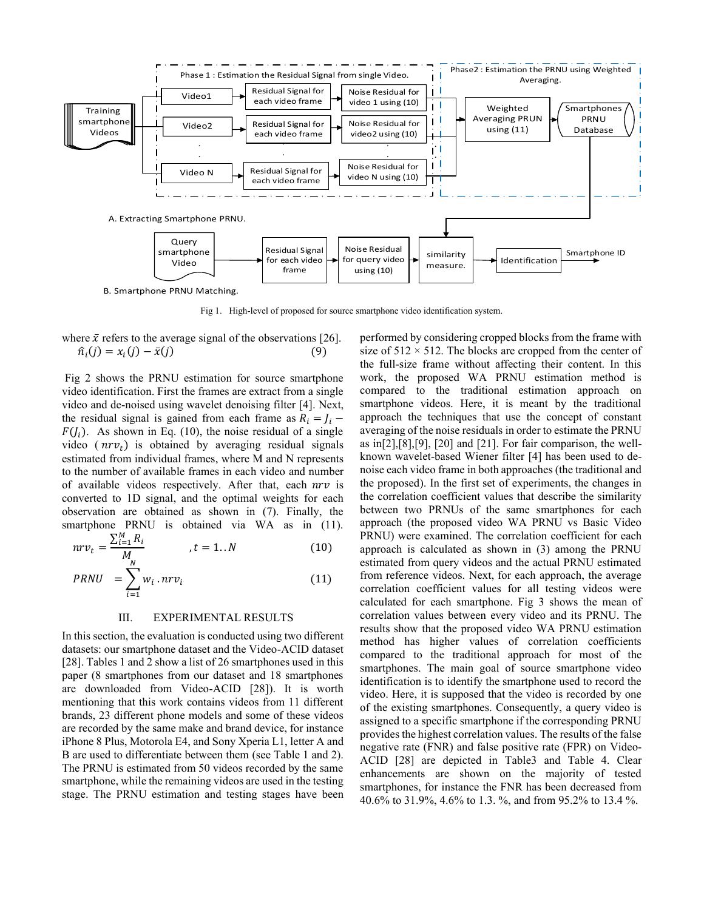Phase 1 : Estimation the Residual Signal from single Video.

Phase2 : Estimation the PRNU using Weighted Averaging.

Training smartphone Videos

Video1 → Residual Signal for each video frame → Noise Residual for video 1 using (10)

Video2 → Residual Signal for each video frame → Noise Residual for video2 using (10)

Video N → Residual Signal for each video frame → Noise Residual for video N using (10)

Weighted Averaging PRUN using (11) → Smartphones PRNU Database

A. Extracting Smartphone PRNU.

Query smartphone Video → Residual Signal for each video frame → Noise Residual for query video using (10) → similarity measure. → Identification → Smartphone ID

B. Smartphone PRNU Matching.

Fig 1. High-level of proposed for source smartphone video identification system.

where $\bar{x}$ refers to the average signal of the observations [26].

$$\hat{n}_i(j) = x_i(j) - \bar{x}(j) \tag{9}$$

Fig 2 shows the PRNU estimation for source smartphone video identification. First the frames are extract from a single video and de-noised using wavelet denoising filter [4]. Next, the residual signal is gained from each frame as $R_i = J_i - F(J_i)$. As shown in Eq. (10), the noise residual of a single video ( $nrv_t$) is obtained by averaging residual signals estimated from individual frames, where M and N represents to the number of available frames in each video and number of available videos respectively. After that, each $nrv$ is converted to 1D signal, and the optimal weights for each observation are obtained as shown in (7). Finally, the smartphone PRNU is obtained via WA as in (11).

$$nrv_t = \frac{\sum_{i=1}^{M} R_i}{M} \qquad ,t = 1..N \tag{10}$$

$$PRNU = \sum_{i=1}^{N} w_i \,.\, nrv_i \tag{11}$$

## III. EXPERIMENTAL RESULTS

In this section, the evaluation is conducted using two different datasets: our smartphone dataset and the Video-ACID dataset [28]. Tables 1 and 2 show a list of 26 smartphones used in this paper (8 smartphones from our dataset and 18 smartphones are downloaded from Video-ACID [28]). It is worth mentioning that this work contains videos from 11 different brands, 23 different phone models and some of these videos are recorded by the same make and brand device, for instance iPhone 8 Plus, Motorola E4, and Sony Xperia L1, letter A and B are used to differentiate between them (see Table 1 and 2). The PRNU is estimated from 50 videos recorded by the same smartphone, while the remaining videos are used in the testing stage. The PRNU estimation and testing stages have been performed by considering cropped blocks from the frame with size of 512 × 512. The blocks are cropped from the center of the full-size frame without affecting their content. In this work, the proposed WA PRNU estimation method is compared to the traditional estimation approach on smartphone videos. Here, it is meant by the traditional approach the techniques that use the concept of constant averaging of the noise residuals in order to estimate the PRNU as in[2],[8],[9], [20] and [21]. For fair comparison, the well-known wavelet-based Wiener filter [4] has been used to de-noise each video frame in both approaches (the traditional and the proposed). In the first set of experiments, the changes in the correlation coefficient values that describe the similarity between two PRNUs of the same smartphones for each approach (the proposed video WA PRNU vs Basic Video PRNU) were examined. The correlation coefficient for each approach is calculated as shown in (3) among the PRNU estimated from query videos and the actual PRNU estimated from reference videos. Next, for each approach, the average correlation coefficient values for all testing videos were calculated for each smartphone. Fig 3 shows the mean of correlation values between every video and its PRNU. The results show that the proposed video WA PRNU estimation method has higher values of correlation coefficients compared to the traditional approach for most of the smartphones. The main goal of source smartphone video identification is to identify the smartphone used to record the video. Here, it is supposed that the video is recorded by one of the existing smartphones. Consequently, a query video is assigned to a specific smartphone if the corresponding PRNU provides the highest correlation values. The results of the false negative rate (FNR) and false positive rate (FPR) on Video-ACID [28] are depicted in Table3 and Table 4. Clear enhancements are shown on the majority of tested smartphones, for instance the FNR has been decreased from 40.6% to 31.9%, 4.6% to 1.3. %, and from 95.2% to 13.4 %.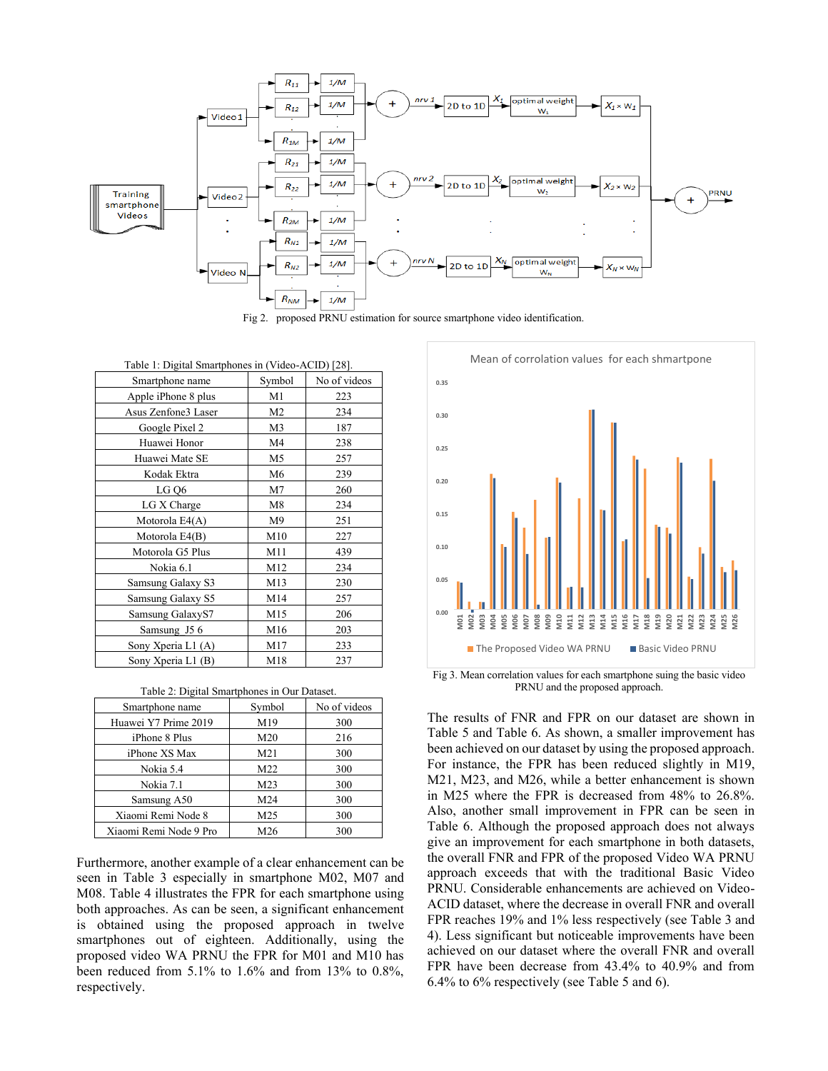Fig 2. proposed PRNU estimation for source smartphone video identification.

Table 1: Digital Smartphones in (Video-ACID) [28].

| Smartphone name | Symbol | No of videos |
|---|---|---|
| Apple iPhone 8 plus | M1 | 223 |
| Asus Zenfone3 Laser | M2 | 234 |
| Google Pixel 2 | M3 | 187 |
| Huawei Honor | M4 | 238 |
| Huawei Mate SE | M5 | 257 |
| Kodak Ektra | M6 | 239 |
| LG Q6 | M7 | 260 |
| LG X Charge | M8 | 234 |
| Motorola E4(A) | M9 | 251 |
| Motorola E4(B) | M10 | 227 |
| Motorola G5 Plus | M11 | 439 |
| Nokia 6.1 | M12 | 234 |
| Samsung Galaxy S3 | M13 | 230 |
| Samsung Galaxy S5 | M14 | 257 |
| Samsung GalaxyS7 | M15 | 206 |
| Samsung J5 6 | M16 | 203 |
| Sony Xperia L1 (A) | M17 | 233 |
| Sony Xperia L1 (B) | M18 | 237 |

Table 2: Digital Smartphones in Our Dataset.

| Smartphone name | Symbol | No of videos |
|---|---|---|
| Huawei Y7 Prime 2019 | M19 | 300 |
| iPhone 8 Plus | M20 | 216 |
| iPhone XS Max | M21 | 300 |
| Nokia 5.4 | M22 | 300 |
| Nokia 7.1 | M23 | 300 |
| Samsung A50 | M24 | 300 |
| Xiaomi Remi Node 8 | M25 | 300 |
| Xiaomi Remi Node 9 Pro | M26 | 300 |

Furthermore, another example of a clear enhancement can be seen in Table 3 especially in smartphone M02, M07 and M08. Table 4 illustrates the FPR for each smartphone using both approaches. As can be seen, a significant enhancement is obtained using the proposed approach in twelve smartphones out of eighteen. Additionally, using the proposed video WA PRNU the FPR for M01 and M10 has been reduced from 5.1% to 1.6% and from 13% to 0.8%, respectively.

Fig 3. Mean correlation values for each smartphone suing the basic video PRNU and the proposed approach.

The results of FNR and FPR on our dataset are shown in Table 5 and Table 6. As shown, a smaller improvement has been achieved on our dataset by using the proposed approach. For instance, the FPR has been reduced slightly in M19, M21, M23, and M26, while a better enhancement is shown in M25 where the FPR is decreased from 48% to 26.8%. Also, another small improvement in FPR can be seen in Table 6. Although the proposed approach does not always give an improvement for each smartphone in both datasets, the overall FNR and FPR of the proposed Video WA PRNU approach exceeds that with the traditional Basic Video PRNU. Considerable enhancements are achieved on Video-ACID dataset, where the decrease in overall FNR and overall FPR reaches 19% and 1% less respectively (see Table 3 and 4). Less significant but noticeable improvements have been achieved on our dataset where the overall FNR and overall FPR have been decrease from 43.4% to 40.9% and from 6.4% to 6% respectively (see Table 5 and 6).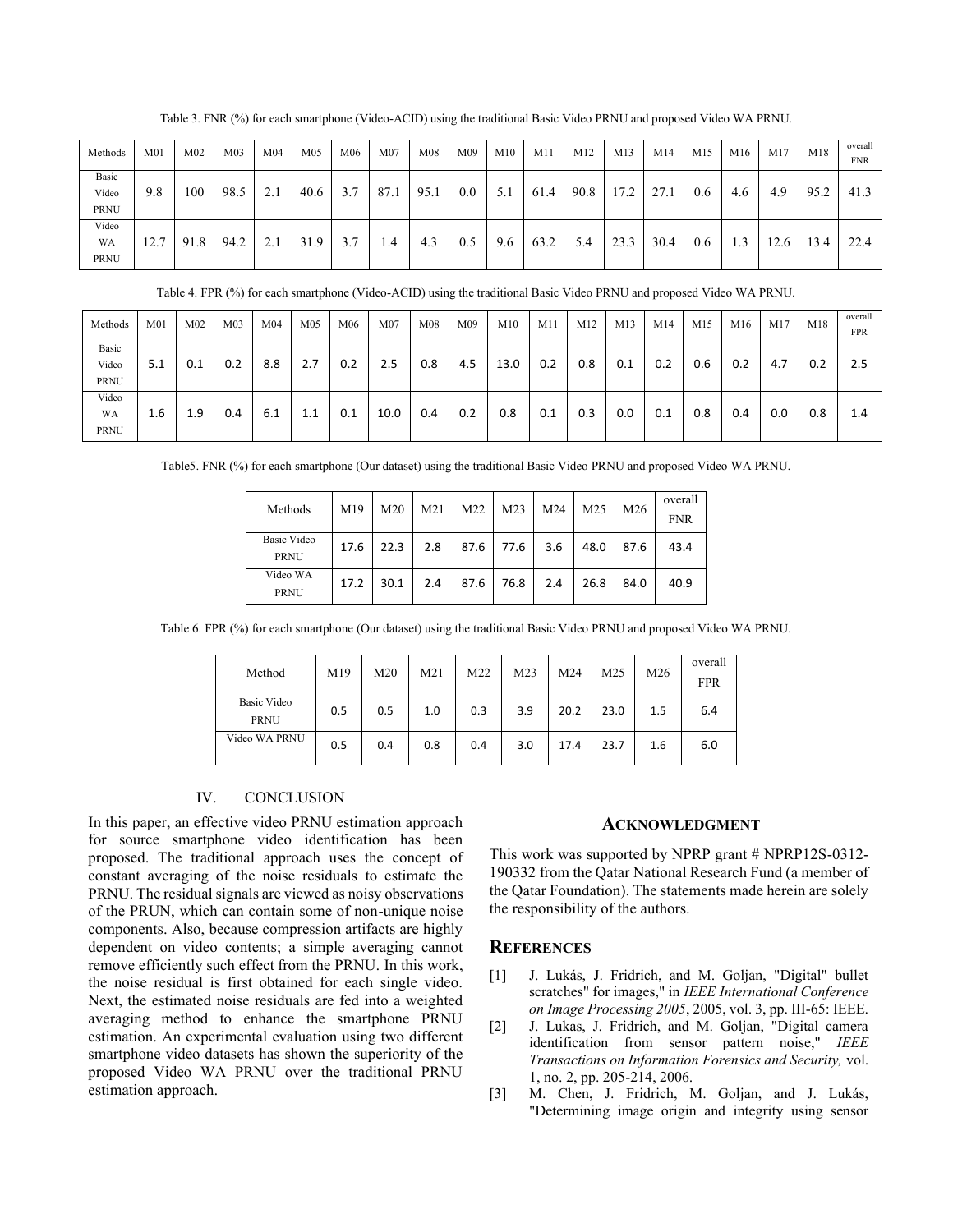Table 3. FNR (%) for each smartphone (Video-ACID) using the traditional Basic Video PRNU and proposed Video WA PRNU.

| Methods | M01 | M02 | M03 | M04 | M05 | M06 | M07 | M08 | M09 | M10 | M11 | M12 | M13 | M14 | M15 | M16 | M17 | M18 | overall FNR |
|---|---|---|---|---|---|---|---|---|---|---|---|---|---|---|---|---|---|---|---|
| Basic Video PRNU | 9.8 | 100 | 98.5 | 2.1 | 40.6 | 3.7 | 87.1 | 95.1 | 0.0 | 5.1 | 61.4 | 90.8 | 17.2 | 27.1 | 0.6 | 4.6 | 4.9 | 95.2 | 41.3 |
| Video WA PRNU | 12.7 | 91.8 | 94.2 | 2.1 | 31.9 | 3.7 | 1.4 | 4.3 | 0.5 | 9.6 | 63.2 | 5.4 | 23.3 | 30.4 | 0.6 | 1.3 | 12.6 | 13.4 | 22.4 |

Table 4. FPR (%) for each smartphone (Video-ACID) using the traditional Basic Video PRNU and proposed Video WA PRNU.

| Methods | M01 | M02 | M03 | M04 | M05 | M06 | M07 | M08 | M09 | M10 | M11 | M12 | M13 | M14 | M15 | M16 | M17 | M18 | overall FPR |
|---|---|---|---|---|---|---|---|---|---|---|---|---|---|---|---|---|---|---|---|
| Basic Video PRNU | 5.1 | 0.1 | 0.2 | 8.8 | 2.7 | 0.2 | 2.5 | 0.8 | 4.5 | 13.0 | 0.2 | 0.8 | 0.1 | 0.2 | 0.6 | 0.2 | 4.7 | 0.2 | 2.5 |
| Video WA PRNU | 1.6 | 1.9 | 0.4 | 6.1 | 1.1 | 0.1 | 10.0 | 0.4 | 0.2 | 0.8 | 0.1 | 0.3 | 0.0 | 0.1 | 0.8 | 0.4 | 0.0 | 0.8 | 1.4 |

Table5. FNR (%) for each smartphone (Our dataset) using the traditional Basic Video PRNU and proposed Video WA PRNU.

| Methods | M19 | M20 | M21 | M22 | M23 | M24 | M25 | M26 | overall FNR |
|---|---|---|---|---|---|---|---|---|---|
| Basic Video PRNU | 17.6 | 22.3 | 2.8 | 87.6 | 77.6 | 3.6 | 48.0 | 87.6 | 43.4 |
| Video WA PRNU | 17.2 | 30.1 | 2.4 | 87.6 | 76.8 | 2.4 | 26.8 | 84.0 | 40.9 |

Table 6. FPR (%) for each smartphone (Our dataset) using the traditional Basic Video PRNU and proposed Video WA PRNU.

| Method | M19 | M20 | M21 | M22 | M23 | M24 | M25 | M26 | overall FPR |
|---|---|---|---|---|---|---|---|---|---|
| Basic Video PRNU | 0.5 | 0.5 | 1.0 | 0.3 | 3.9 | 20.2 | 23.0 | 1.5 | 6.4 |
| Video WA PRNU | 0.5 | 0.4 | 0.8 | 0.4 | 3.0 | 17.4 | 23.7 | 1.6 | 6.0 |

## IV. CONCLUSION

In this paper, an effective video PRNU estimation approach for source smartphone video identification has been proposed. The traditional approach uses the concept of constant averaging of the noise residuals to estimate the PRNU. The residual signals are viewed as noisy observations of the PRUN, which can contain some of non-unique noise components. Also, because compression artifacts are highly dependent on video contents; a simple averaging cannot remove efficiently such effect from the PRNU. In this work, the noise residual is first obtained for each single video. Next, the estimated noise residuals are fed into a weighted averaging method to enhance the smartphone PRNU estimation. An experimental evaluation using two different smartphone video datasets has shown the superiority of the proposed Video WA PRNU over the traditional PRNU estimation approach.

## ACKNOWLEDGMENT

This work was supported by NPRP grant # NPRP12S-0312-190332 from the Qatar National Research Fund (a member of the Qatar Foundation). The statements made herein are solely the responsibility of the authors.

## REFERENCES

[1] J. Lukás, J. Fridrich, and M. Goljan, "Digital" bullet scratches" for images," in *IEEE International Conference on Image Processing 2005*, 2005, vol. 3, pp. III-65: IEEE.

[2] J. Lukas, J. Fridrich, and M. Goljan, "Digital camera identification from sensor pattern noise," *IEEE Transactions on Information Forensics and Security,* vol. 1, no. 2, pp. 205-214, 2006.

[3] M. Chen, J. Fridrich, M. Goljan, and J. Lukás, "Determining image origin and integrity using sensor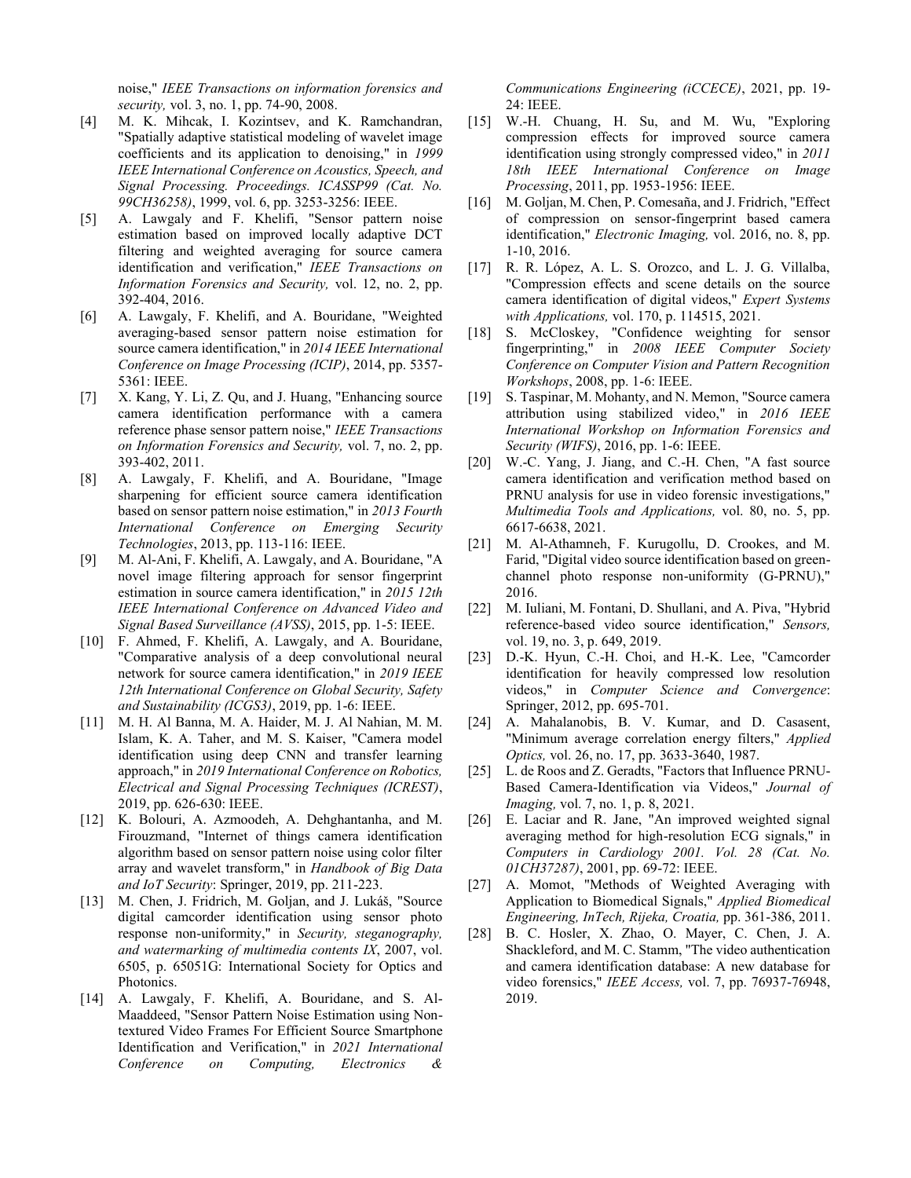noise," *IEEE Transactions on information forensics and security,* vol. 3, no. 1, pp. 74-90, 2008.

[4] M. K. Mihcak, I. Kozintsev, and K. Ramchandran, "Spatially adaptive statistical modeling of wavelet image coefficients and its application to denoising," in *1999 IEEE International Conference on Acoustics, Speech, and Signal Processing. Proceedings. ICASSP99 (Cat. No. 99CH36258)*, 1999, vol. 6, pp. 3253-3256: IEEE.

[5] A. Lawgaly and F. Khelifi, "Sensor pattern noise estimation based on improved locally adaptive DCT filtering and weighted averaging for source camera identification and verification," *IEEE Transactions on Information Forensics and Security,* vol. 12, no. 2, pp. 392-404, 2016.

[6] A. Lawgaly, F. Khelifi, and A. Bouridane, "Weighted averaging-based sensor pattern noise estimation for source camera identification," in *2014 IEEE International Conference on Image Processing (ICIP)*, 2014, pp. 5357-5361: IEEE.

[7] X. Kang, Y. Li, Z. Qu, and J. Huang, "Enhancing source camera identification performance with a camera reference phase sensor pattern noise," *IEEE Transactions on Information Forensics and Security,* vol. 7, no. 2, pp. 393-402, 2011.

[8] A. Lawgaly, F. Khelifi, and A. Bouridane, "Image sharpening for efficient source camera identification based on sensor pattern noise estimation," in *2013 Fourth International Conference on Emerging Security Technologies*, 2013, pp. 113-116: IEEE.

[9] M. Al-Ani, F. Khelifi, A. Lawgaly, and A. Bouridane, "A novel image filtering approach for sensor fingerprint estimation in source camera identification," in *2015 12th IEEE International Conference on Advanced Video and Signal Based Surveillance (AVSS)*, 2015, pp. 1-5: IEEE.

[10] F. Ahmed, F. Khelifi, A. Lawgaly, and A. Bouridane, "Comparative analysis of a deep convolutional neural network for source camera identification," in *2019 IEEE 12th International Conference on Global Security, Safety and Sustainability (ICGS3)*, 2019, pp. 1-6: IEEE.

[11] M. H. Al Banna, M. A. Haider, M. J. Al Nahian, M. M. Islam, K. A. Taher, and M. S. Kaiser, "Camera model identification using deep CNN and transfer learning approach," in *2019 International Conference on Robotics, Electrical and Signal Processing Techniques (ICREST)*, 2019, pp. 626-630: IEEE.

[12] K. Bolouri, A. Azmoodeh, A. Dehghantanha, and M. Firouzmand, "Internet of things camera identification algorithm based on sensor pattern noise using color filter array and wavelet transform," in *Handbook of Big Data and IoT Security*: Springer, 2019, pp. 211-223.

[13] M. Chen, J. Fridrich, M. Goljan, and J. Lukáš, "Source digital camcorder identification using sensor photo response non-uniformity," in *Security, steganography, and watermarking of multimedia contents IX*, 2007, vol. 6505, p. 65051G: International Society for Optics and Photonics.

[14] A. Lawgaly, F. Khelifi, A. Bouridane, and S. Al-Maaddeed, "Sensor Pattern Noise Estimation using Non-textured Video Frames For Efficient Source Smartphone Identification and Verification," in *2021 International Conference on Computing, Electronics & Communications Engineering (iCCECE)*, 2021, pp. 19-24: IEEE.

[15] W.-H. Chuang, H. Su, and M. Wu, "Exploring compression effects for improved source camera identification using strongly compressed video," in *2011 18th IEEE International Conference on Image Processing*, 2011, pp. 1953-1956: IEEE.

[16] M. Goljan, M. Chen, P. Comesaña, and J. Fridrich, "Effect of compression on sensor-fingerprint based camera identification," *Electronic Imaging,* vol. 2016, no. 8, pp. 1-10, 2016.

[17] R. R. López, A. L. S. Orozco, and L. J. G. Villalba, "Compression effects and scene details on the source camera identification of digital videos," *Expert Systems with Applications,* vol. 170, p. 114515, 2021.

[18] S. McCloskey, "Confidence weighting for sensor fingerprinting," in *2008 IEEE Computer Society Conference on Computer Vision and Pattern Recognition Workshops*, 2008, pp. 1-6: IEEE.

[19] S. Taspinar, M. Mohanty, and N. Memon, "Source camera attribution using stabilized video," in *2016 IEEE International Workshop on Information Forensics and Security (WIFS)*, 2016, pp. 1-6: IEEE.

[20] W.-C. Yang, J. Jiang, and C.-H. Chen, "A fast source camera identification and verification method based on PRNU analysis for use in video forensic investigations," *Multimedia Tools and Applications,* vol. 80, no. 5, pp. 6617-6638, 2021.

[21] M. Al-Athamneh, F. Kurugollu, D. Crookes, and M. Farid, "Digital video source identification based on green-channel photo response non-uniformity (G-PRNU)," 2016.

[22] M. Iuliani, M. Fontani, D. Shullani, and A. Piva, "Hybrid reference-based video source identification," *Sensors,* vol. 19, no. 3, p. 649, 2019.

[23] D.-K. Hyun, C.-H. Choi, and H.-K. Lee, "Camcorder identification for heavily compressed low resolution videos," in *Computer Science and Convergence*: Springer, 2012, pp. 695-701.

[24] A. Mahalanobis, B. V. Kumar, and D. Casasent, "Minimum average correlation energy filters," *Applied Optics,* vol. 26, no. 17, pp. 3633-3640, 1987.

[25] L. de Roos and Z. Geradts, "Factors that Influence PRNU-Based Camera-Identification via Videos," *Journal of Imaging,* vol. 7, no. 1, p. 8, 2021.

[26] E. Laciar and R. Jane, "An improved weighted signal averaging method for high-resolution ECG signals," in *Computers in Cardiology 2001. Vol. 28 (Cat. No. 01CH37287)*, 2001, pp. 69-72: IEEE.

[27] A. Momot, "Methods of Weighted Averaging with Application to Biomedical Signals," *Applied Biomedical Engineering, InTech, Rijeka, Croatia,* pp. 361-386, 2011.

[28] B. C. Hosler, X. Zhao, O. Mayer, C. Chen, J. A. Shackleford, and M. C. Stamm, "The video authentication and camera identification database: A new database for video forensics," *IEEE Access,* vol. 7, pp. 76937-76948, 2019.